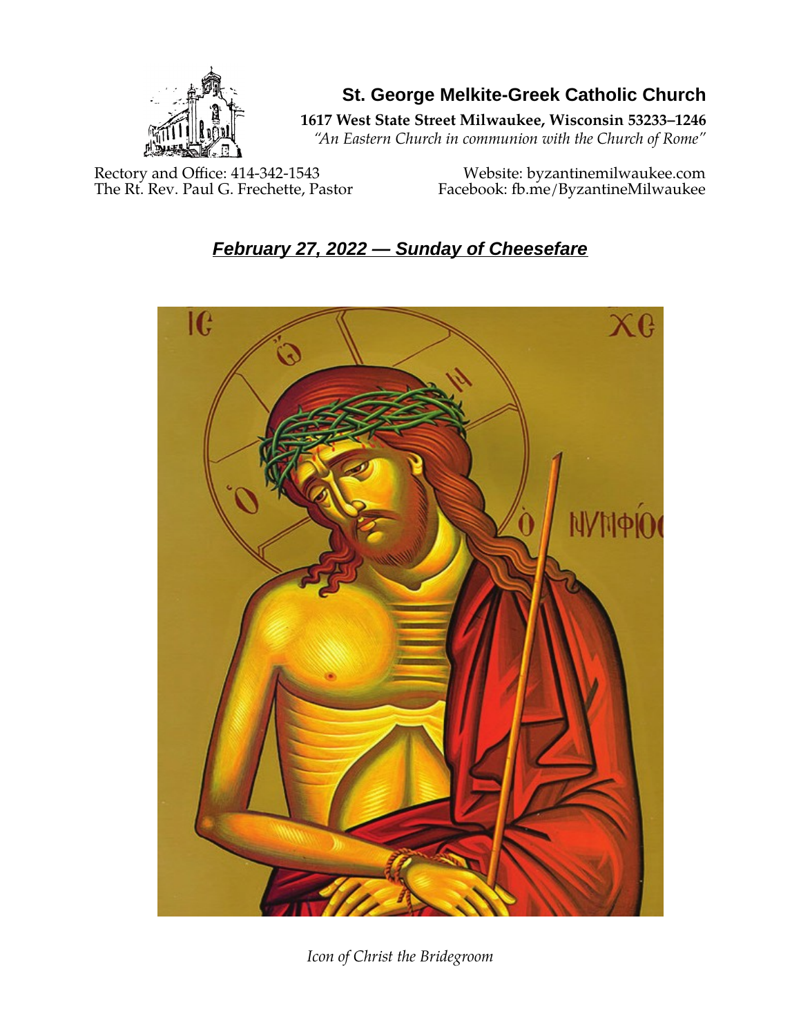# St. George Melkite-Greek Catholic Church

**1617 West State Street Milwaukee, Wisconsin 53233–1246**

*"An Eastern Church in communion with the Church of Rome"*

Rectory and Office: 414-342-1543
The Rt. Rev. Paul G. Frechette, Pastor

Website: byzantinemilwaukee.com
Facebook: fb.me/ByzantineMilwaukee

## ***February 27, 2022 — Sunday of Cheesefare***

*Icon of Christ the Bridegroom*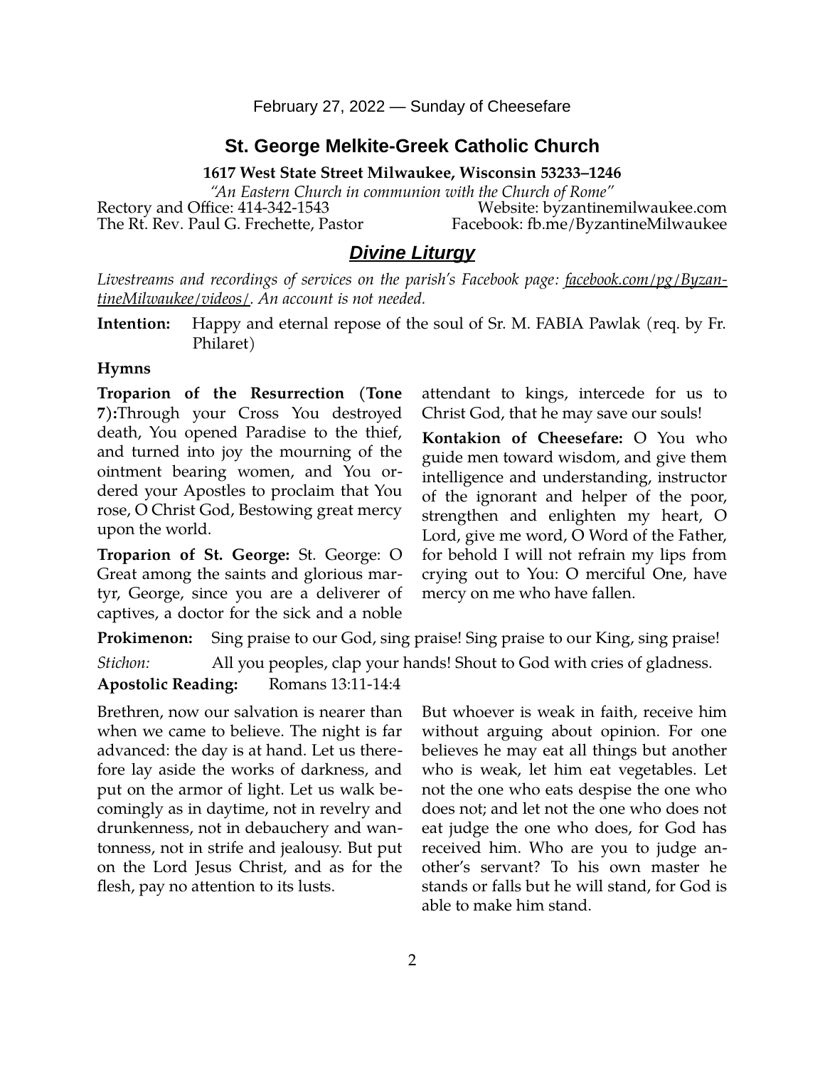February 27, 2022 — Sunday of Cheesefare

## St. George Melkite-Greek Catholic Church

**1617 West State Street Milwaukee, Wisconsin 53233–1246**

*"An Eastern Church in communion with the Church of Rome"*

Rectory and Office: 414-342-1543 Website: byzantinemilwaukee.com
The Rt. Rev. Paul G. Frechette, Pastor Facebook: fb.me/ByzantineMilwaukee

## ***Divine Liturgy***

*Livestreams and recordings of services on the parish's Facebook page: facebook.com/pg/ByzantineMilwaukee/videos/. An account is not needed.*

**Intention:** Happy and eternal repose of the soul of Sr. M. FABIA Pawlak (req. by Fr. Philaret)

**Hymns**

**Troparion of the Resurrection (Tone 7):**Through your Cross You destroyed death, You opened Paradise to the thief, and turned into joy the mourning of the ointment bearing women, and You ordered your Apostles to proclaim that You rose, O Christ God, Bestowing great mercy upon the world.

**Troparion of St. George:** St. George: O Great among the saints and glorious martyr, George, since you are a deliverer of captives, a doctor for the sick and a noble attendant to kings, intercede for us to Christ God, that he may save our souls!

**Kontakion of Cheesefare:** O You who guide men toward wisdom, and give them intelligence and understanding, instructor of the ignorant and helper of the poor, strengthen and enlighten my heart, O Lord, give me word, O Word of the Father, for behold I will not refrain my lips from crying out to You: O merciful One, have mercy on me who have fallen.

**Prokimenon:** Sing praise to our God, sing praise! Sing praise to our King, sing praise!

*Stichon:* All you peoples, clap your hands! Shout to God with cries of gladness.

**Apostolic Reading:** Romans 13:11-14:4

Brethren, now our salvation is nearer than when we came to believe. The night is far advanced: the day is at hand. Let us therefore lay aside the works of darkness, and put on the armor of light. Let us walk becomingly as in daytime, not in revelry and drunkenness, not in debauchery and wantonness, not in strife and jealousy. But put on the Lord Jesus Christ, and as for the flesh, pay no attention to its lusts.

But whoever is weak in faith, receive him without arguing about opinion. For one believes he may eat all things but another who is weak, let him eat vegetables. Let not the one who eats despise the one who does not; and let not the one who does not eat judge the one who does, for God has received him. Who are you to judge another's servant? To his own master he stands or falls but he will stand, for God is able to make him stand.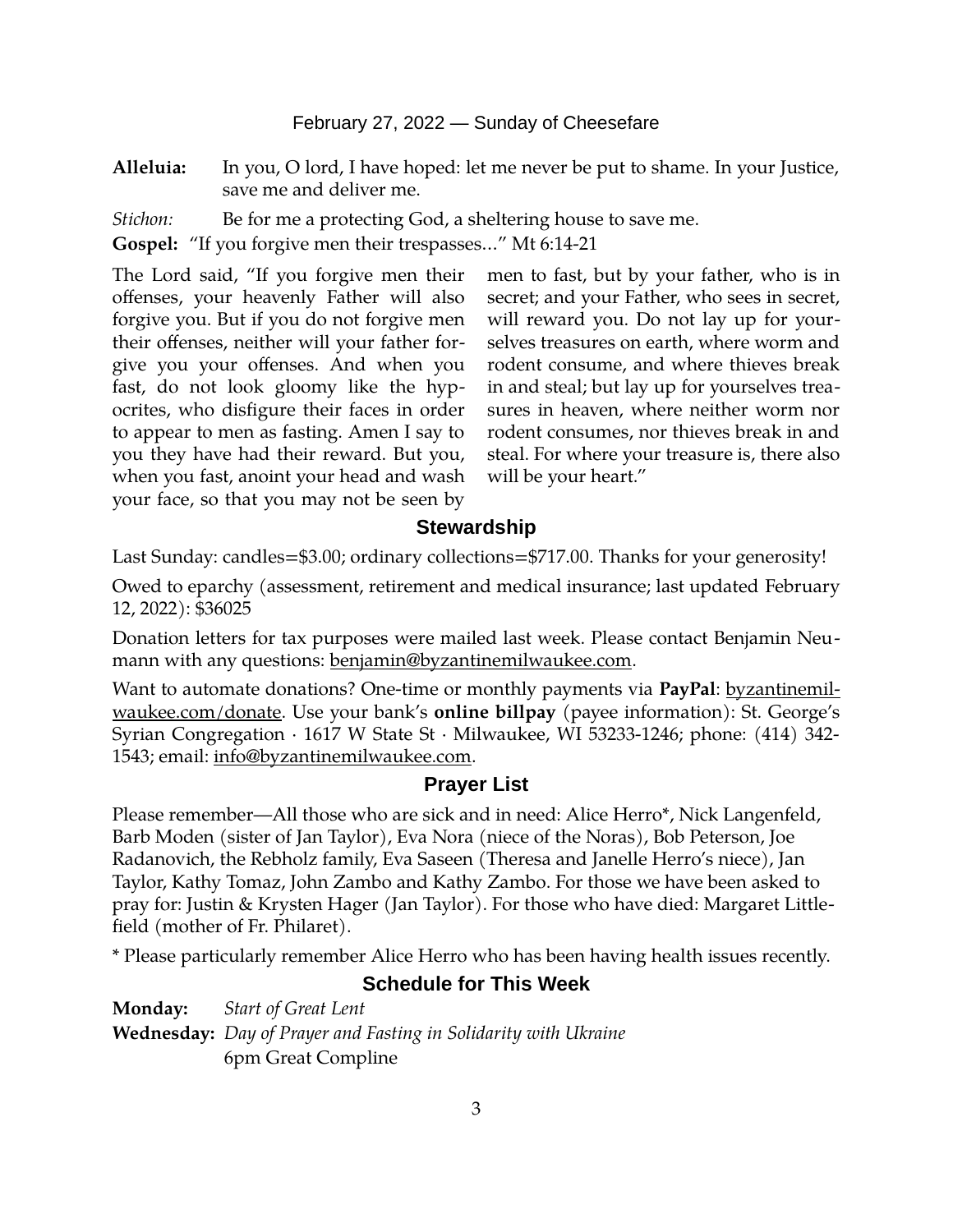February 27, 2022 — Sunday of Cheesefare

**Alleluia:** In you, O lord, I have hoped: let me never be put to shame. In your Justice, save me and deliver me.

*Stichon:* Be for me a protecting God, a sheltering house to save me.

**Gospel:** "If you forgive men their trespasses..." Mt 6:14-21

The Lord said, "If you forgive men their offenses, your heavenly Father will also forgive you. But if you do not forgive men their offenses, neither will your father forgive you your offenses. And when you fast, do not look gloomy like the hypocrites, who disfigure their faces in order to appear to men as fasting. Amen I say to you they have had their reward. But you, when you fast, anoint your head and wash your face, so that you may not be seen by men to fast, but by your father, who is in secret; and your Father, who sees in secret, will reward you. Do not lay up for yourselves treasures on earth, where worm and rodent consume, and where thieves break in and steal; but lay up for yourselves treasures in heaven, where neither worm nor rodent consumes, nor thieves break in and steal. For where your treasure is, there also will be your heart."

## Stewardship

Last Sunday: candles=$3.00; ordinary collections=$717.00. Thanks for your generosity!

Owed to eparchy (assessment, retirement and medical insurance; last updated February 12, 2022): $36025

Donation letters for tax purposes were mailed last week. Please contact Benjamin Neumann with any questions: benjamin@byzantinemilwaukee.com.

Want to automate donations? One-time or monthly payments via **PayPal**: byzantinemilwaukee.com/donate. Use your bank's **online billpay** (payee information): St. George's Syrian Congregation · 1617 W State St · Milwaukee, WI 53233-1246; phone: (414) 342-1543; email: info@byzantinemilwaukee.com.

## Prayer List

Please remember—All those who are sick and in need: Alice Herro*, Nick Langenfeld, Barb Moden (sister of Jan Taylor), Eva Nora (niece of the Noras), Bob Peterson, Joe Radanovich, the Rebholz family, Eva Saseen (Theresa and Janelle Herro's niece), Jan Taylor, Kathy Tomaz, John Zambo and Kathy Zambo. For those we have been asked to pray for: Justin & Krysten Hager (Jan Taylor). For those who have died: Margaret Littlefield (mother of Fr. Philaret).

* Please particularly remember Alice Herro who has been having health issues recently.

## Schedule for This Week

**Monday:** *Start of Great Lent*

**Wednesday:** *Day of Prayer and Fasting in Solidarity with Ukraine*
6pm Great Compline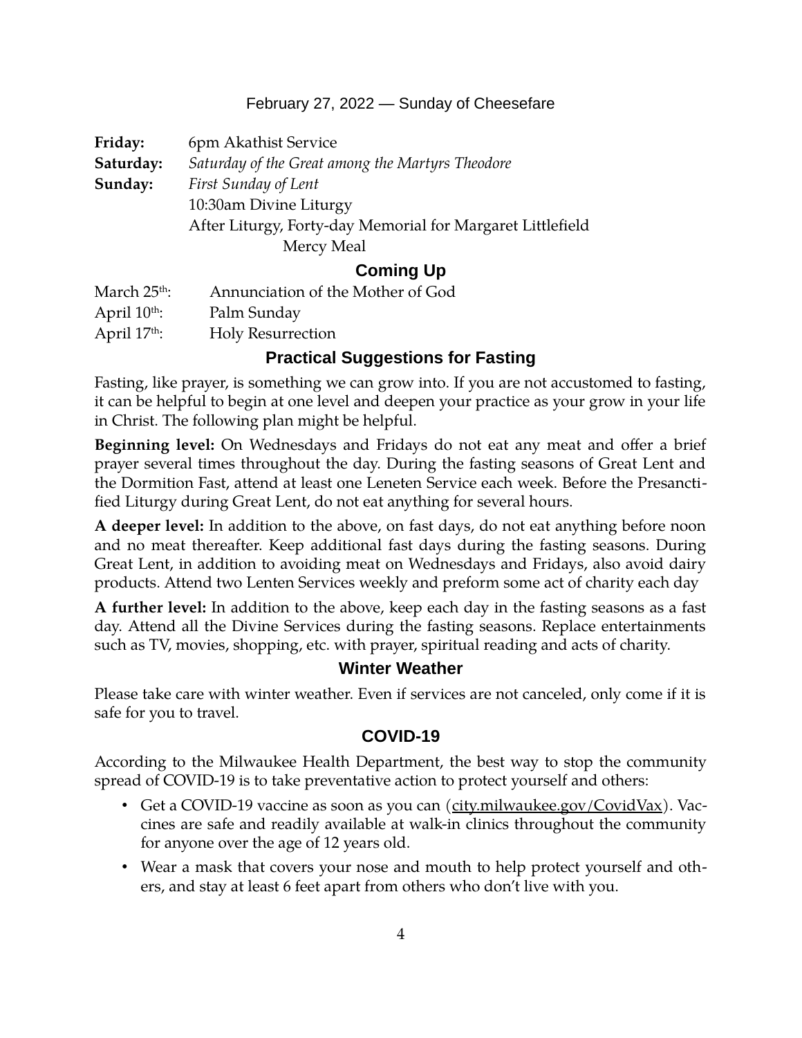February 27, 2022 — Sunday of Cheesefare

**Friday:** 6pm Akathist Service

**Saturday:** *Saturday of the Great among the Martyrs Theodore*

**Sunday:** *First Sunday of Lent*

10:30am Divine Liturgy

After Liturgy, Forty-day Memorial for Margaret Littlefield

Mercy Meal

## Coming Up

March 25th: Annunciation of the Mother of God

April 10th: Palm Sunday

April 17th: Holy Resurrection

## Practical Suggestions for Fasting

Fasting, like prayer, is something we can grow into. If you are not accustomed to fasting, it can be helpful to begin at one level and deepen your practice as your grow in your life in Christ. The following plan might be helpful.

**Beginning level:** On Wednesdays and Fridays do not eat any meat and offer a brief prayer several times throughout the day. During the fasting seasons of Great Lent and the Dormition Fast, attend at least one Leneten Service each week. Before the Presanctified Liturgy during Great Lent, do not eat anything for several hours.

**A deeper level:** In addition to the above, on fast days, do not eat anything before noon and no meat thereafter. Keep additional fast days during the fasting seasons. During Great Lent, in addition to avoiding meat on Wednesdays and Fridays, also avoid dairy products. Attend two Lenten Services weekly and preform some act of charity each day

**A further level:** In addition to the above, keep each day in the fasting seasons as a fast day. Attend all the Divine Services during the fasting seasons. Replace entertainments such as TV, movies, shopping, etc. with prayer, spiritual reading and acts of charity.

## Winter Weather

Please take care with winter weather. Even if services are not canceled, only come if it is safe for you to travel.

## COVID-19

According to the Milwaukee Health Department, the best way to stop the community spread of COVID-19 is to take preventative action to protect yourself and others:

- Get a COVID-19 vaccine as soon as you can (city.milwaukee.gov/CovidVax). Vaccines are safe and readily available at walk-in clinics throughout the community for anyone over the age of 12 years old.
- Wear a mask that covers your nose and mouth to help protect yourself and others, and stay at least 6 feet apart from others who don't live with you.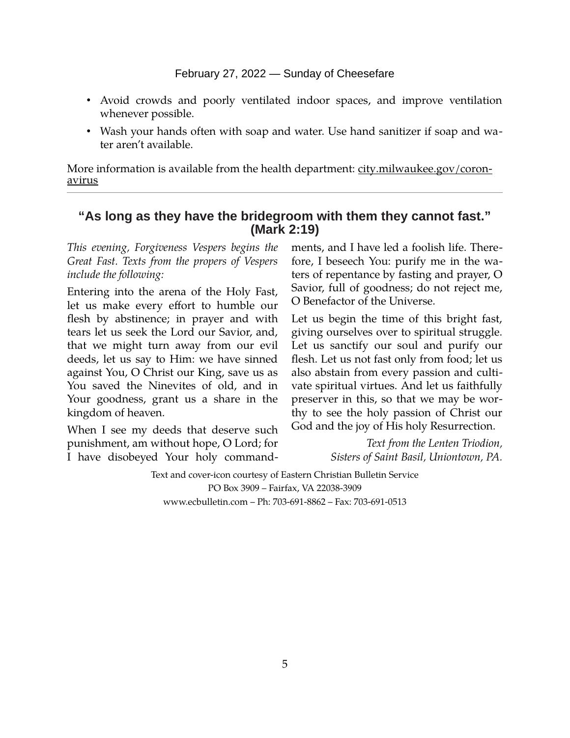- Avoid crowds and poorly ventilated indoor spaces, and improve ventilation whenever possible.
- Wash your hands often with soap and water. Use hand sanitizer if soap and water aren't available.

More information is available from the health department: city.milwaukee.gov/coronavirus

---

## "As long as they have the bridegroom with them they cannot fast." (Mark 2:19)

*This evening, Forgiveness Vespers begins the Great Fast. Texts from the propers of Vespers include the following:*

Entering into the arena of the Holy Fast, let us make every effort to humble our flesh by abstinence; in prayer and with tears let us seek the Lord our Savior, and, that we might turn away from our evil deeds, let us say to Him: we have sinned against You, O Christ our King, save us as You saved the Ninevites of old, and in Your goodness, grant us a share in the kingdom of heaven.

When I see my deeds that deserve such punishment, am without hope, O Lord; for I have disobeyed Your holy commandments, and I have led a foolish life. Therefore, I beseech You: purify me in the waters of repentance by fasting and prayer, O Savior, full of goodness; do not reject me, O Benefactor of the Universe.

Let us begin the time of this bright fast, giving ourselves over to spiritual struggle. Let us sanctify our soul and purify our flesh. Let us not fast only from food; let us also abstain from every passion and cultivate spiritual virtues. And let us faithfully preserver in this, so that we may be worthy to see the holy passion of Christ our God and the joy of His holy Resurrection.

*Text from the Lenten Triodion,*
*Sisters of Saint Basil, Uniontown, PA.*

Text and cover-icon courtesy of Eastern Christian Bulletin Service
PO Box 3909 – Fairfax, VA 22038-3909
www.ecbulletin.com – Ph: 703-691-8862 – Fax: 703-691-0513